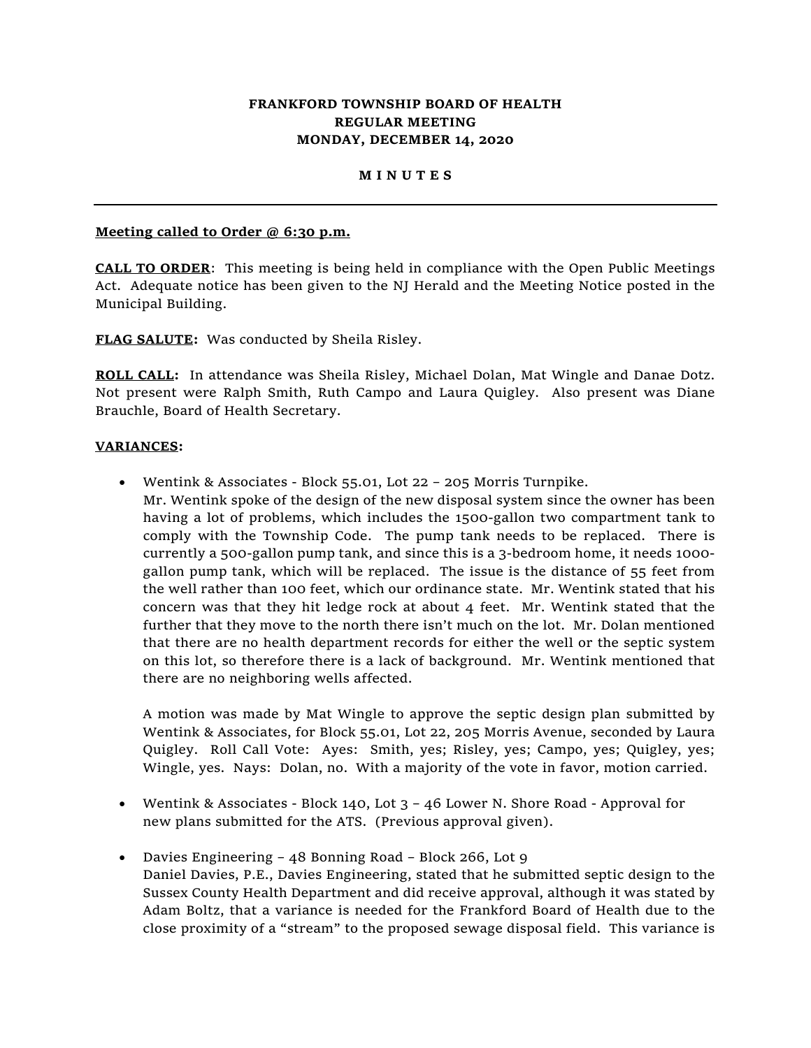**FRANKFORD TOWNSHIP BOARD OF HEALTH**
**REGULAR MEETING**
**MONDAY, DECEMBER 14, 2020**

**M I N U T E S**

---

**Meeting called to Order @ 6:30 p.m.**

**CALL TO ORDER**: This meeting is being held in compliance with the Open Public Meetings Act. Adequate notice has been given to the NJ Herald and the Meeting Notice posted in the Municipal Building.

**FLAG SALUTE:** Was conducted by Sheila Risley.

**ROLL CALL:** In attendance was Sheila Risley, Michael Dolan, Mat Wingle and Danae Dotz. Not present were Ralph Smith, Ruth Campo and Laura Quigley. Also present was Diane Brauchle, Board of Health Secretary.

**VARIANCES:**

- Wentink & Associates - Block 55.01, Lot 22 – 205 Morris Turnpike.
  Mr. Wentink spoke of the design of the new disposal system since the owner has been having a lot of problems, which includes the 1500-gallon two compartment tank to comply with the Township Code. The pump tank needs to be replaced. There is currently a 500-gallon pump tank, and since this is a 3-bedroom home, it needs 1000-gallon pump tank, which will be replaced. The issue is the distance of 55 feet from the well rather than 100 feet, which our ordinance state. Mr. Wentink stated that his concern was that they hit ledge rock at about 4 feet. Mr. Wentink stated that the further that they move to the north there isn't much on the lot. Mr. Dolan mentioned that there are no health department records for either the well or the septic system on this lot, so therefore there is a lack of background. Mr. Wentink mentioned that there are no neighboring wells affected.

  A motion was made by Mat Wingle to approve the septic design plan submitted by Wentink & Associates, for Block 55.01, Lot 22, 205 Morris Avenue, seconded by Laura Quigley. Roll Call Vote: Ayes: Smith, yes; Risley, yes; Campo, yes; Quigley, yes; Wingle, yes. Nays: Dolan, no. With a majority of the vote in favor, motion carried.

- Wentink & Associates - Block 140, Lot 3 – 46 Lower N. Shore Road - Approval for new plans submitted for the ATS. (Previous approval given).

- Davies Engineering – 48 Bonning Road – Block 266, Lot 9
  Daniel Davies, P.E., Davies Engineering, stated that he submitted septic design to the Sussex County Health Department and did receive approval, although it was stated by Adam Boltz, that a variance is needed for the Frankford Board of Health due to the close proximity of a "stream" to the proposed sewage disposal field. This variance is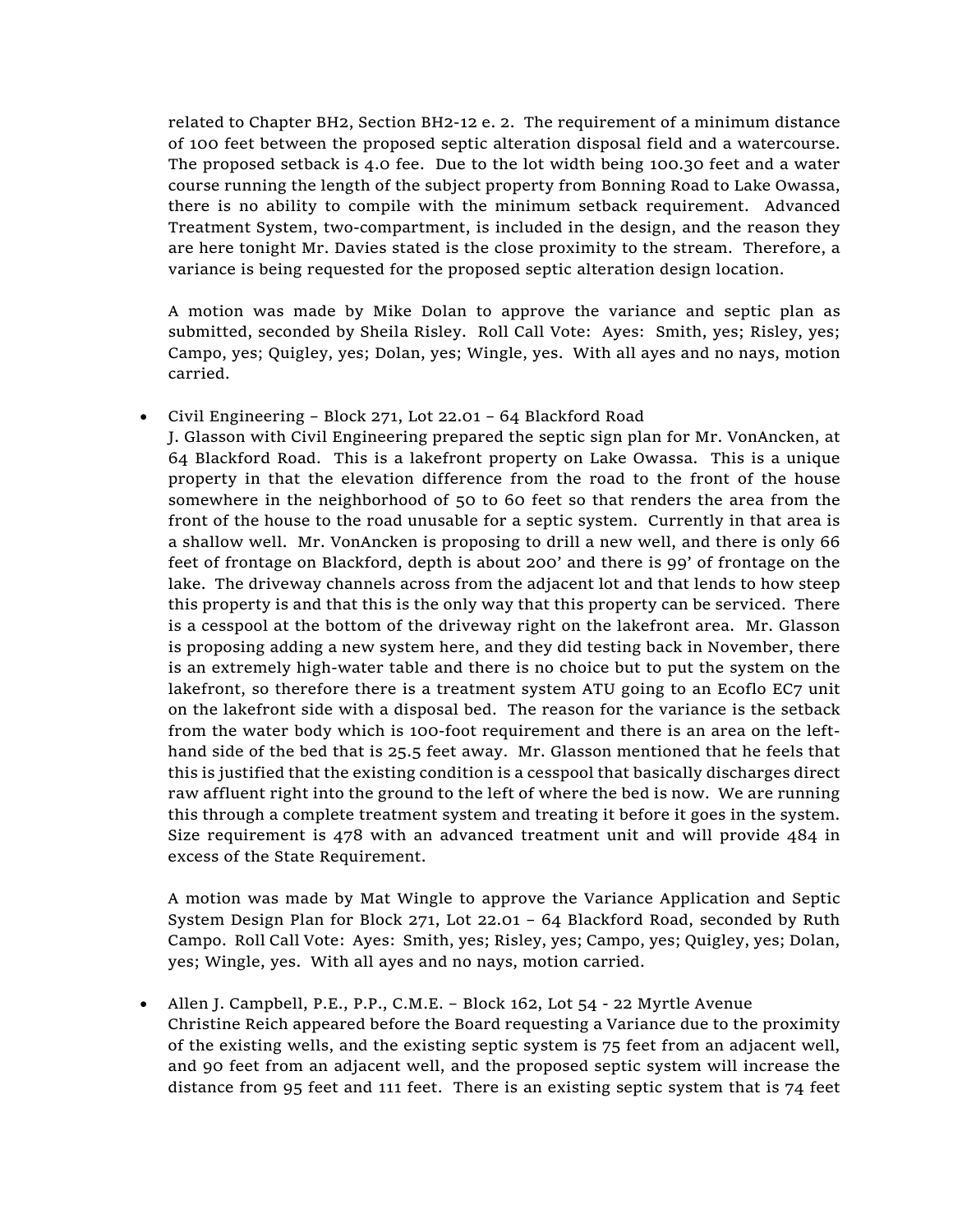related to Chapter BH2, Section BH2-12 e. 2. The requirement of a minimum distance of 100 feet between the proposed septic alteration disposal field and a watercourse. The proposed setback is 4.0 fee. Due to the lot width being 100.30 feet and a water course running the length of the subject property from Bonning Road to Lake Owassa, there is no ability to compile with the minimum setback requirement. Advanced Treatment System, two-compartment, is included in the design, and the reason they are here tonight Mr. Davies stated is the close proximity to the stream. Therefore, a variance is being requested for the proposed septic alteration design location.

A motion was made by Mike Dolan to approve the variance and septic plan as submitted, seconded by Sheila Risley. Roll Call Vote: Ayes: Smith, yes; Risley, yes; Campo, yes; Quigley, yes; Dolan, yes; Wingle, yes. With all ayes and no nays, motion carried.

- Civil Engineering – Block 271, Lot 22.01 – 64 Blackford Road
  J. Glasson with Civil Engineering prepared the septic sign plan for Mr. VonAncken, at 64 Blackford Road. This is a lakefront property on Lake Owassa. This is a unique property in that the elevation difference from the road to the front of the house somewhere in the neighborhood of 50 to 60 feet so that renders the area from the front of the house to the road unusable for a septic system. Currently in that area is a shallow well. Mr. VonAncken is proposing to drill a new well, and there is only 66 feet of frontage on Blackford, depth is about 200' and there is 99' of frontage on the lake. The driveway channels across from the adjacent lot and that lends to how steep this property is and that this is the only way that this property can be serviced. There is a cesspool at the bottom of the driveway right on the lakefront area. Mr. Glasson is proposing adding a new system here, and they did testing back in November, there is an extremely high-water table and there is no choice but to put the system on the lakefront, so therefore there is a treatment system ATU going to an Ecoflo EC7 unit on the lakefront side with a disposal bed. The reason for the variance is the setback from the water body which is 100-foot requirement and there is an area on the left-hand side of the bed that is 25.5 feet away. Mr. Glasson mentioned that he feels that this is justified that the existing condition is a cesspool that basically discharges direct raw affluent right into the ground to the left of where the bed is now. We are running this through a complete treatment system and treating it before it goes in the system. Size requirement is 478 with an advanced treatment unit and will provide 484 in excess of the State Requirement.

  A motion was made by Mat Wingle to approve the Variance Application and Septic System Design Plan for Block 271, Lot 22.01 – 64 Blackford Road, seconded by Ruth Campo. Roll Call Vote: Ayes: Smith, yes; Risley, yes; Campo, yes; Quigley, yes; Dolan, yes; Wingle, yes. With all ayes and no nays, motion carried.

- Allen J. Campbell, P.E., P.P., C.M.E. – Block 162, Lot 54 - 22 Myrtle Avenue
  Christine Reich appeared before the Board requesting a Variance due to the proximity of the existing wells, and the existing septic system is 75 feet from an adjacent well, and 90 feet from an adjacent well, and the proposed septic system will increase the distance from 95 feet and 111 feet. There is an existing septic system that is 74 feet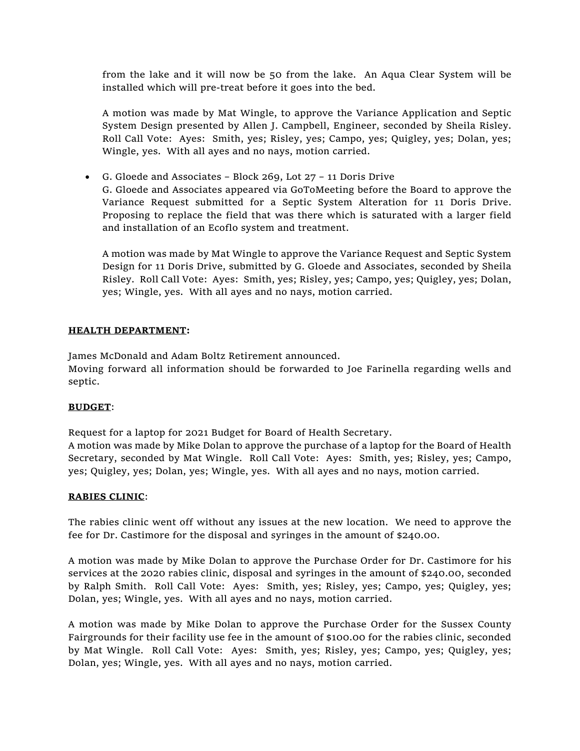from the lake and it will now be 50 from the lake. An Aqua Clear System will be installed which will pre-treat before it goes into the bed.

A motion was made by Mat Wingle, to approve the Variance Application and Septic System Design presented by Allen J. Campbell, Engineer, seconded by Sheila Risley. Roll Call Vote: Ayes: Smith, yes; Risley, yes; Campo, yes; Quigley, yes; Dolan, yes; Wingle, yes. With all ayes and no nays, motion carried.

- G. Gloede and Associates – Block 269, Lot 27 – 11 Doris Drive
  G. Gloede and Associates appeared via GoToMeeting before the Board to approve the Variance Request submitted for a Septic System Alteration for 11 Doris Drive. Proposing to replace the field that was there which is saturated with a larger field and installation of an Ecoflo system and treatment.

  A motion was made by Mat Wingle to approve the Variance Request and Septic System Design for 11 Doris Drive, submitted by G. Gloede and Associates, seconded by Sheila Risley. Roll Call Vote: Ayes: Smith, yes; Risley, yes; Campo, yes; Quigley, yes; Dolan, yes; Wingle, yes. With all ayes and no nays, motion carried.

**HEALTH DEPARTMENT:**

James McDonald and Adam Boltz Retirement announced.
Moving forward all information should be forwarded to Joe Farinella regarding wells and septic.

**BUDGET**:

Request for a laptop for 2021 Budget for Board of Health Secretary.
A motion was made by Mike Dolan to approve the purchase of a laptop for the Board of Health Secretary, seconded by Mat Wingle. Roll Call Vote: Ayes: Smith, yes; Risley, yes; Campo, yes; Quigley, yes; Dolan, yes; Wingle, yes. With all ayes and no nays, motion carried.

**RABIES CLINIC**:

The rabies clinic went off without any issues at the new location. We need to approve the fee for Dr. Castimore for the disposal and syringes in the amount of $240.00.

A motion was made by Mike Dolan to approve the Purchase Order for Dr. Castimore for his services at the 2020 rabies clinic, disposal and syringes in the amount of $240.00, seconded by Ralph Smith. Roll Call Vote: Ayes: Smith, yes; Risley, yes; Campo, yes; Quigley, yes; Dolan, yes; Wingle, yes. With all ayes and no nays, motion carried.

A motion was made by Mike Dolan to approve the Purchase Order for the Sussex County Fairgrounds for their facility use fee in the amount of $100.00 for the rabies clinic, seconded by Mat Wingle. Roll Call Vote: Ayes: Smith, yes; Risley, yes; Campo, yes; Quigley, yes; Dolan, yes; Wingle, yes. With all ayes and no nays, motion carried.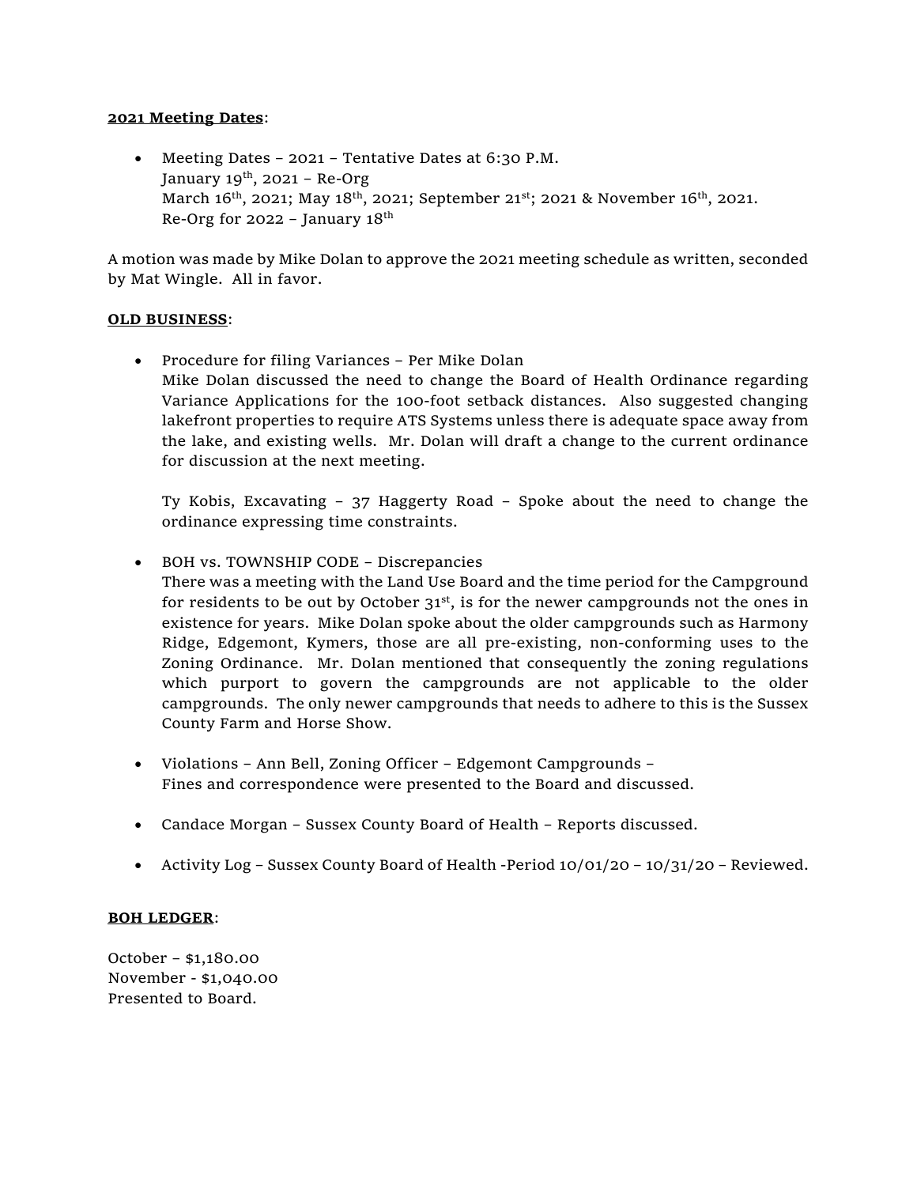**2021 Meeting Dates**:

- Meeting Dates – 2021 – Tentative Dates at 6:30 P.M.
  January 19th, 2021 – Re-Org
  March 16th, 2021; May 18th, 2021; September 21st; 2021 & November 16th, 2021.
  Re-Org for 2022 – January 18th

A motion was made by Mike Dolan to approve the 2021 meeting schedule as written, seconded by Mat Wingle. All in favor.

**OLD BUSINESS**:

- Procedure for filing Variances – Per Mike Dolan
  Mike Dolan discussed the need to change the Board of Health Ordinance regarding Variance Applications for the 100-foot setback distances. Also suggested changing lakefront properties to require ATS Systems unless there is adequate space away from the lake, and existing wells. Mr. Dolan will draft a change to the current ordinance for discussion at the next meeting.

  Ty Kobis, Excavating – 37 Haggerty Road – Spoke about the need to change the ordinance expressing time constraints.

- BOH vs. TOWNSHIP CODE – Discrepancies
  There was a meeting with the Land Use Board and the time period for the Campground for residents to be out by October 31st, is for the newer campgrounds not the ones in existence for years. Mike Dolan spoke about the older campgrounds such as Harmony Ridge, Edgemont, Kymers, those are all pre-existing, non-conforming uses to the Zoning Ordinance. Mr. Dolan mentioned that consequently the zoning regulations which purport to govern the campgrounds are not applicable to the older campgrounds. The only newer campgrounds that needs to adhere to this is the Sussex County Farm and Horse Show.

- Violations – Ann Bell, Zoning Officer – Edgemont Campgrounds –
  Fines and correspondence were presented to the Board and discussed.

- Candace Morgan – Sussex County Board of Health – Reports discussed.

- Activity Log – Sussex County Board of Health -Period 10/01/20 – 10/31/20 – Reviewed.

**BOH LEDGER**:

October – $1,180.00
November - $1,040.00
Presented to Board.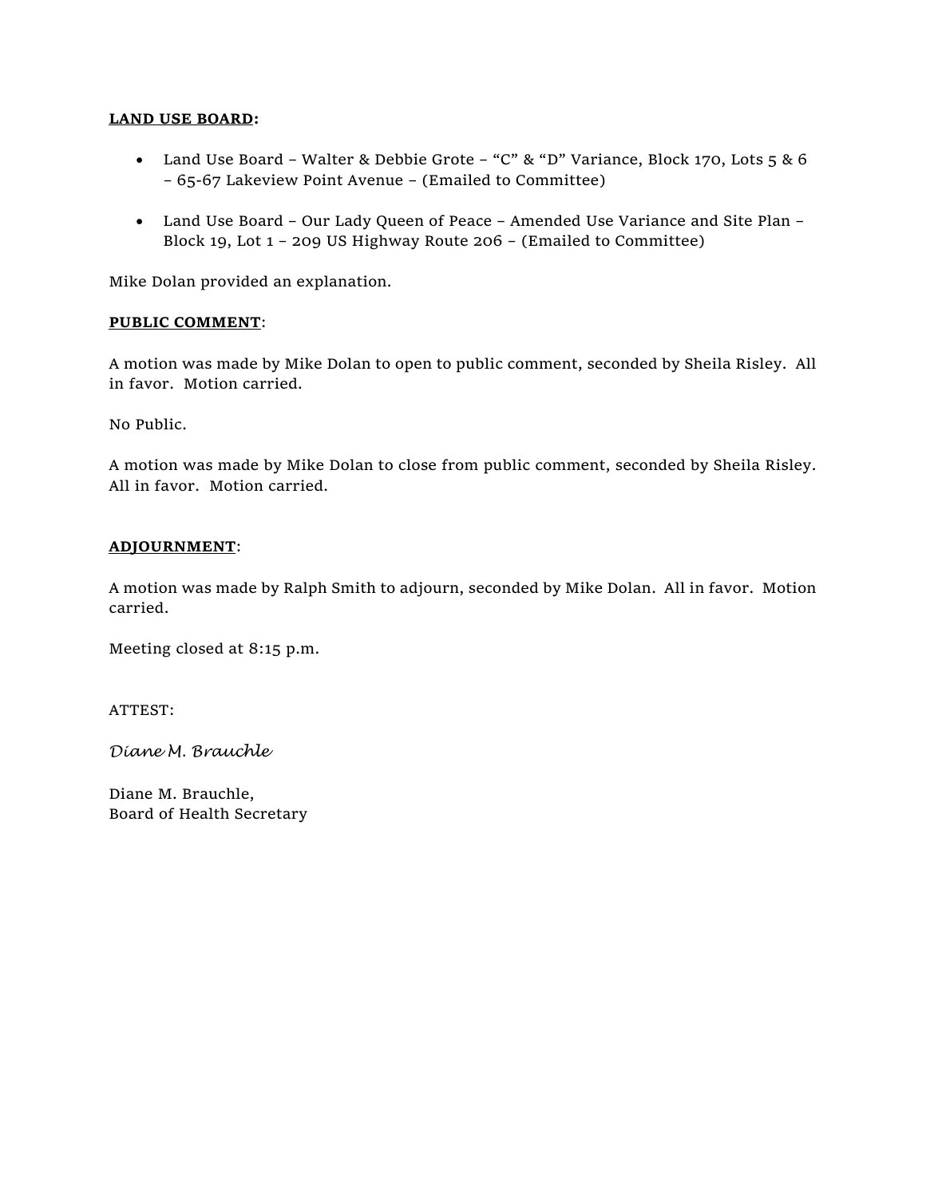**<u>LAND USE BOARD</u>:**

- Land Use Board – Walter & Debbie Grote – "C" & "D" Variance, Block 170, Lots 5 & 6 – 65-67 Lakeview Point Avenue – (Emailed to Committee)
- Land Use Board – Our Lady Queen of Peace – Amended Use Variance and Site Plan – Block 19, Lot 1 – 209 US Highway Route 206 – (Emailed to Committee)

Mike Dolan provided an explanation.

**<u>PUBLIC COMMENT</u>**:

A motion was made by Mike Dolan to open to public comment, seconded by Sheila Risley. All in favor. Motion carried.

No Public.

A motion was made by Mike Dolan to close from public comment, seconded by Sheila Risley. All in favor. Motion carried.

**<u>ADJOURNMENT</u>**:

A motion was made by Ralph Smith to adjourn, seconded by Mike Dolan. All in favor. Motion carried.

Meeting closed at 8:15 p.m.

ATTEST:

*Diane M. Brauchle*

Diane M. Brauchle,
Board of Health Secretary